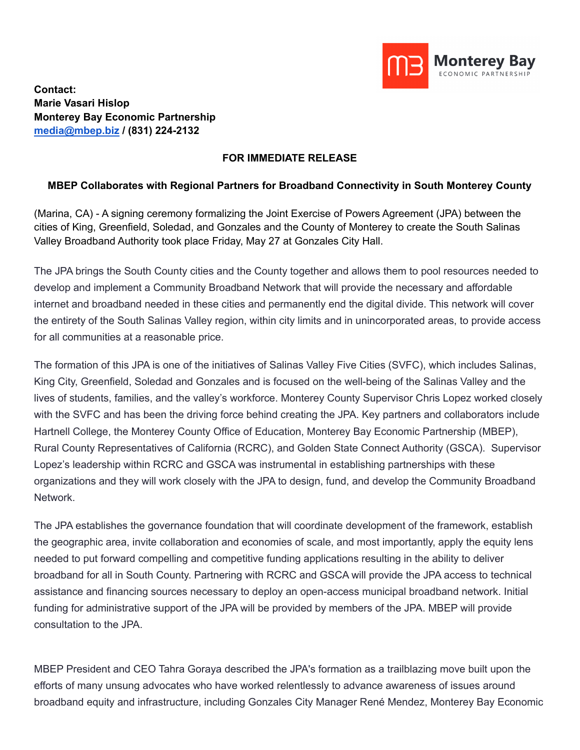**Contact:**
**Marie Vasari Hislop**
**Monterey Bay Economic Partnership**
**[media@mbep.biz](mailto:media@mbep.biz) / (831) 224-2132**

**FOR IMMEDIATE RELEASE**

**MBEP Collaborates with Regional Partners for Broadband Connectivity in South Monterey County**

(Marina, CA) - A signing ceremony formalizing the Joint Exercise of Powers Agreement (JPA) between the cities of King, Greenfield, Soledad, and Gonzales and the County of Monterey to create the South Salinas Valley Broadband Authority took place Friday, May 27 at Gonzales City Hall.

The JPA brings the South County cities and the County together and allows them to pool resources needed to develop and implement a Community Broadband Network that will provide the necessary and affordable internet and broadband needed in these cities and permanently end the digital divide. This network will cover the entirety of the South Salinas Valley region, within city limits and in unincorporated areas, to provide access for all communities at a reasonable price.

The formation of this JPA is one of the initiatives of Salinas Valley Five Cities (SVFC), which includes Salinas, King City, Greenfield, Soledad and Gonzales and is focused on the well-being of the Salinas Valley and the lives of students, families, and the valley's workforce. Monterey County Supervisor Chris Lopez worked closely with the SVFC and has been the driving force behind creating the JPA. Key partners and collaborators include Hartnell College, the Monterey County Office of Education, Monterey Bay Economic Partnership (MBEP), Rural County Representatives of California (RCRC), and Golden State Connect Authority (GSCA). Supervisor Lopez's leadership within RCRC and GSCA was instrumental in establishing partnerships with these organizations and they will work closely with the JPA to design, fund, and develop the Community Broadband Network.

The JPA establishes the governance foundation that will coordinate development of the framework, establish the geographic area, invite collaboration and economies of scale, and most importantly, apply the equity lens needed to put forward compelling and competitive funding applications resulting in the ability to deliver broadband for all in South County. Partnering with RCRC and GSCA will provide the JPA access to technical assistance and financing sources necessary to deploy an open-access municipal broadband network. Initial funding for administrative support of the JPA will be provided by members of the JPA. MBEP will provide consultation to the JPA.

MBEP President and CEO Tahra Goraya described the JPA's formation as a trailblazing move built upon the efforts of many unsung advocates who have worked relentlessly to advance awareness of issues around broadband equity and infrastructure, including Gonzales City Manager René Mendez, Monterey Bay Economic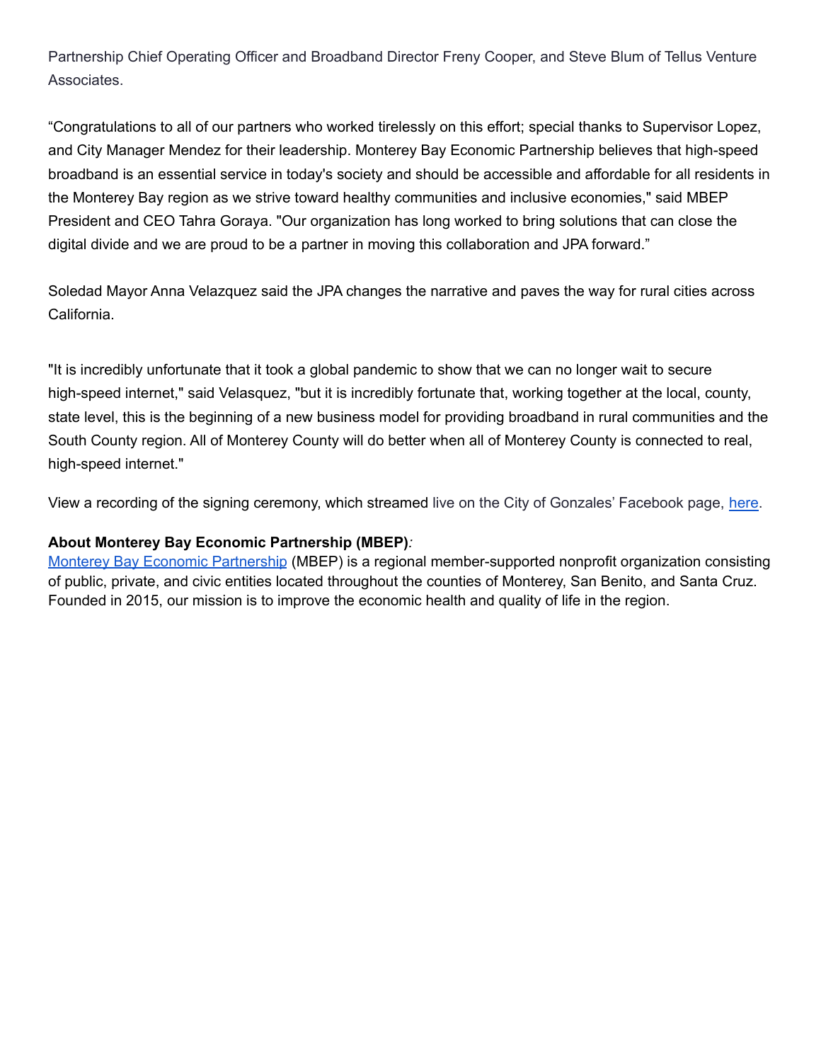Partnership Chief Operating Officer and Broadband Director Freny Cooper, and Steve Blum of Tellus Venture Associates.

“Congratulations to all of our partners who worked tirelessly on this effort; special thanks to Supervisor Lopez, and City Manager Mendez for their leadership. Monterey Bay Economic Partnership believes that high-speed broadband is an essential service in today's society and should be accessible and affordable for all residents in the Monterey Bay region as we strive toward healthy communities and inclusive economies," said MBEP President and CEO Tahra Goraya. "Our organization has long worked to bring solutions that can close the digital divide and we are proud to be a partner in moving this collaboration and JPA forward.”

Soledad Mayor Anna Velazquez said the JPA changes the narrative and paves the way for rural cities across California.

"It is incredibly unfortunate that it took a global pandemic to show that we can no longer wait to secure high-speed internet," said Velasquez, "but it is incredibly fortunate that, working together at the local, county, state level, this is the beginning of a new business model for providing broadband in rural communities and the South County region. All of Monterey County will do better when all of Monterey County is connected to real, high-speed internet."

View a recording of the signing ceremony, which streamed live on the City of Gonzales’ Facebook page, here.

**About Monterey Bay Economic Partnership (MBEP)***:*

Monterey Bay Economic Partnership (MBEP) is a regional member-supported nonprofit organization consisting of public, private, and civic entities located throughout the counties of Monterey, San Benito, and Santa Cruz. Founded in 2015, our mission is to improve the economic health and quality of life in the region.